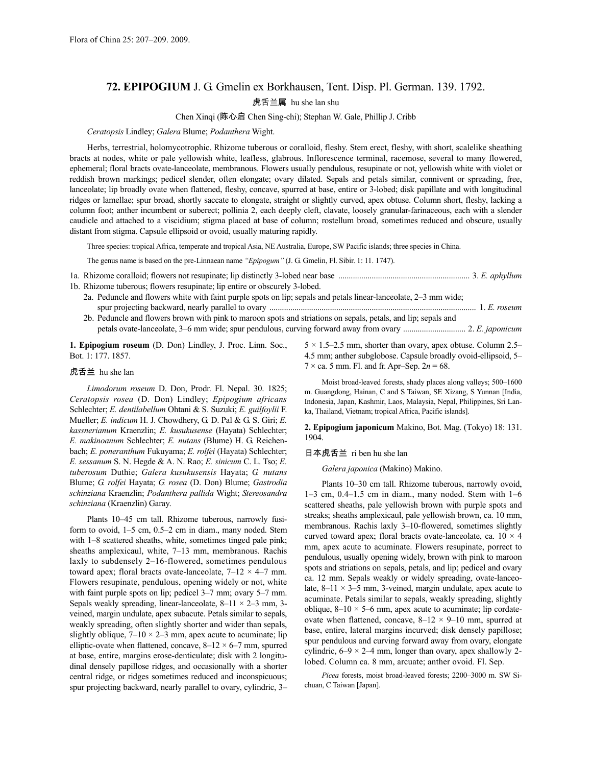# 72. EPIPOGIUM J. G. Gmelin ex Borkhausen, Tent. Disp. Pl. German. 139. 1792.

虎舌兰属 hu she lan shu

Chen Xinqi (陈心启 Chen Sing-chi); Stephan W. Gale, Phillip J. Cribb

*Ceratopsis* Lindley; *Galera* Blume; *Podanthera* Wight.

Herbs, terrestrial, holomycotrophic. Rhizome tuberous or coralloid, fleshy. Stem erect, fleshy, with short, scalelike sheathing bracts at nodes, white or pale yellowish white, leafless, glabrous. Inflorescence terminal, racemose, several to many flowered, ephemeral; floral bracts ovate-lanceolate, membranous. Flowers usually pendulous, resupinate or not, yellowish white with violet or reddish brown markings; pedicel slender, often elongate; ovary dilated. Sepals and petals similar, connivent or spreading, free, lanceolate; lip broadly ovate when flattened, fleshy, concave, spurred at base, entire or 3-lobed; disk papillate and with longitudinal ridges or lamellae; spur broad, shortly saccate to elongate, straight or slightly curved, apex obtuse. Column short, fleshy, lacking a column foot; anther incumbent or suberect; pollinia 2, each deeply cleft, clavate, loosely granular-farinaceous, each with a slender caudicle and attached to a viscidium; stigma placed at base of column; rostellum broad, sometimes reduced and obscure, usually distant from stigma. Capsule ellipsoid or ovoid, usually maturing rapidly.

Three species: tropical Africa, temperate and tropical Asia, NE Australia, Europe, SW Pacific islands; three species in China.

The genus name is based on the pre-Linnaean name *"Epipogum"* (J. G. Gmelin, Fl. Sibir. 1: 11. 1747).

1a. Rhizome coralloid; flowers not resupinate; lip distinctly 3-lobed near base .............................................................. 3. *E. aphyllum*
1b. Rhizome tuberous; flowers resupinate; lip entire or obscurely 3-lobed.
  2a. Peduncle and flowers white with faint purple spots on lip; sepals and petals linear-lanceolate, 2–3 mm wide; spur projecting backward, nearly parallel to ovary .................................................................................................. 1. *E. roseum*
  2b. Peduncle and flowers brown with pink to maroon spots and striations on sepals, petals, and lip; sepals and petals ovate-lanceolate, 3–6 mm wide; spur pendulous, curving forward away from ovary ............................. 2. *E. japonicum*

**1. Epipogium roseum** (D. Don) Lindley, J. Proc. Linn. Soc., Bot. 1: 177. 1857.

虎舌兰 hu she lan

*Limodorum roseum* D. Don, Prodr. Fl. Nepal. 30. 1825; *Ceratopsis rosea* (D. Don) Lindley; *Epipogium africans* Schlechter; *E. dentilabellum* Ohtani & S. Suzuki; *E. guilfoylii* F. Mueller; *E. indicum* H. J. Chowdhery, G. D. Pal & G. S. Giri; *E. kassnerianum* Kraenzlin; *E. kusukusense* (Hayata) Schlechter; *E. makinoanum* Schlechter; *E. nutans* (Blume) H. G. Reichenbach; *E. poneranthum* Fukuyama; *E. rolfei* (Hayata) Schlechter; *E. sessanum* S. N. Hegde & A. N. Rao; *E. sinicum* C. L. Tso; *E. tuberosum* Duthie; *Galera kusukusensis* Hayata; *G. nutans* Blume; *G. rolfei* Hayata; *G. rosea* (D. Don) Blume; *Gastrodia schinziana* Kraenzlin; *Podanthera pallida* Wight; *Stereosandra schinziana* (Kraenzlin) Garay.

Plants 10–45 cm tall. Rhizome tuberous, narrowly fusiform to ovoid, 1–5 cm, 0.5–2 cm in diam., many noded. Stem with 1–8 scattered sheaths, white, sometimes tinged pale pink; sheaths amplexicaul, white, 7–13 mm, membranous. Rachis laxly to subdensely 2–16-flowered, sometimes pendulous toward apex; floral bracts ovate-lanceolate, 7–12 × 4–7 mm. Flowers resupinate, pendulous, opening widely or not, white with faint purple spots on lip; pedicel 3–7 mm; ovary 5–7 mm. Sepals weakly spreading, linear-lanceolate, 8–11 × 2–3 mm, 3-veined, margin undulate, apex subacute. Petals similar to sepals, weakly spreading, often slightly shorter and wider than sepals, slightly oblique, 7–10 × 2–3 mm, apex acute to acuminate; lip elliptic-ovate when flattened, concave, 8–12 × 6–7 mm, spurred at base, entire, margins erose-denticulate; disk with 2 longitudinal densely papillose ridges, and occasionally with a shorter central ridge, or ridges sometimes reduced and inconspicuous; spur projecting backward, nearly parallel to ovary, cylindric, 3–5 × 1.5–2.5 mm, shorter than ovary, apex obtuse. Column 2.5–4.5 mm; anther subglobose. Capsule broadly ovoid-ellipsoid, 5–7 × ca. 5 mm. Fl. and fr. Apr–Sep. $2n = 68$.

Moist broad-leaved forests, shady places along valleys; 500–1600 m. Guangdong, Hainan, C and S Taiwan, SE Xizang, S Yunnan [India, Indonesia, Japan, Kashmir, Laos, Malaysia, Nepal, Philippines, Sri Lanka, Thailand, Vietnam; tropical Africa, Pacific islands].

**2. Epipogium japonicum** Makino, Bot. Mag. (Tokyo) 18: 131. 1904.

日本虎舌兰 ri ben hu she lan

*Galera japonica* (Makino) Makino.

Plants 10–30 cm tall. Rhizome tuberous, narrowly ovoid, 1–3 cm, 0.4–1.5 cm in diam., many noded. Stem with 1–6 scattered sheaths, pale yellowish brown with purple spots and streaks; sheaths amplexicaul, pale yellowish brown, ca. 10 mm, membranous. Rachis laxly 3–10-flowered, sometimes slightly curved toward apex; floral bracts ovate-lanceolate, ca. 10 × 4 mm, apex acute to acuminate. Flowers resupinate, porrect to pendulous, usually opening widely, brown with pink to maroon spots and striations on sepals, petals, and lip; pedicel and ovary ca. 12 mm. Sepals weakly or widely spreading, ovate-lanceolate, 8–11 × 3–5 mm, 3-veined, margin undulate, apex acute to acuminate. Petals similar to sepals, weakly spreading, slightly oblique, 8–10 × 5–6 mm, apex acute to acuminate; lip cordate-ovate when flattened, concave, 8–12 × 9–10 mm, spurred at base, entire, lateral margins incurved; disk densely papillose; spur pendulous and curving forward away from ovary, elongate cylindric, 6–9 × 2–4 mm, longer than ovary, apex shallowly 2-lobed. Column ca. 8 mm, arcuate; anther ovoid. Fl. Sep.

*Picea* forests, moist broad-leaved forests; 2200–3000 m. SW Sichuan, C Taiwan [Japan].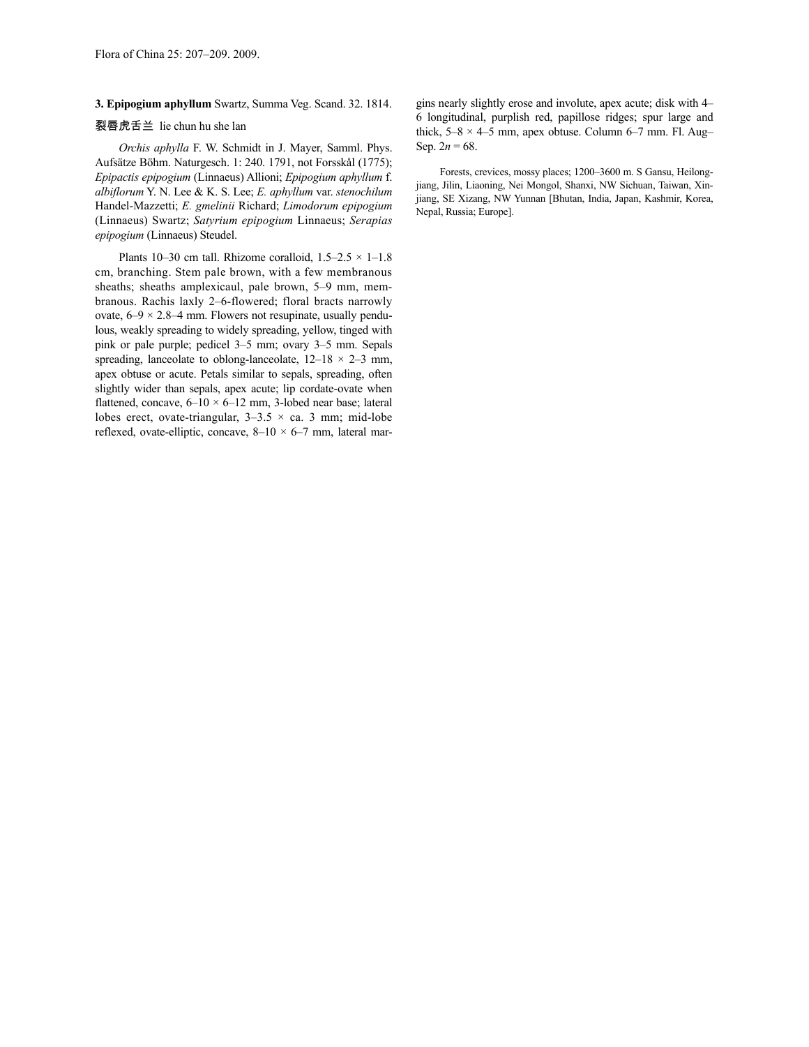**3. Epipogium aphyllum** Swartz, Summa Veg. Scand. 32. 1814.

裂唇虎舌兰 lie chun hu she lan

*Orchis aphylla* F. W. Schmidt in J. Mayer, Samml. Phys. Aufsätze Böhm. Naturgesch. 1: 240. 1791, not Forsskål (1775); *Epipactis epipogium* (Linnaeus) Allioni; *Epipogium aphyllum* f. *albiflorum* Y. N. Lee & K. S. Lee; *E. aphyllum* var. *stenochilum* Handel-Mazzetti; *E. gmelinii* Richard; *Limodorum epipogium* (Linnaeus) Swartz; *Satyrium epipogium* Linnaeus; *Serapias epipogium* (Linnaeus) Steudel.

Plants 10–30 cm tall. Rhizome coralloid, 1.5–2.5 × 1–1.8 cm, branching. Stem pale brown, with a few membranous sheaths; sheaths amplexicaul, pale brown, 5–9 mm, membranous. Rachis laxly 2–6-flowered; floral bracts narrowly ovate, 6–9 × 2.8–4 mm. Flowers not resupinate, usually pendulous, weakly spreading to widely spreading, yellow, tinged with pink or pale purple; pedicel 3–5 mm; ovary 3–5 mm. Sepals spreading, lanceolate to oblong-lanceolate, 12–18 × 2–3 mm, apex obtuse or acute. Petals similar to sepals, spreading, often slightly wider than sepals, apex acute; lip cordate-ovate when flattened, concave, 6–10 × 6–12 mm, 3-lobed near base; lateral lobes erect, ovate-triangular, 3–3.5 × ca. 3 mm; mid-lobe reflexed, ovate-elliptic, concave, 8–10 × 6–7 mm, lateral margins nearly slightly erose and involute, apex acute; disk with 4–6 longitudinal, purplish red, papillose ridges; spur large and thick, 5–8 × 4–5 mm, apex obtuse. Column 6–7 mm. Fl. Aug–Sep. $2n = 68$.

Forests, crevices, mossy places; 1200–3600 m. S Gansu, Heilongjiang, Jilin, Liaoning, Nei Mongol, Shanxi, NW Sichuan, Taiwan, Xinjiang, SE Xizang, NW Yunnan [Bhutan, India, Japan, Kashmir, Korea, Nepal, Russia; Europe].